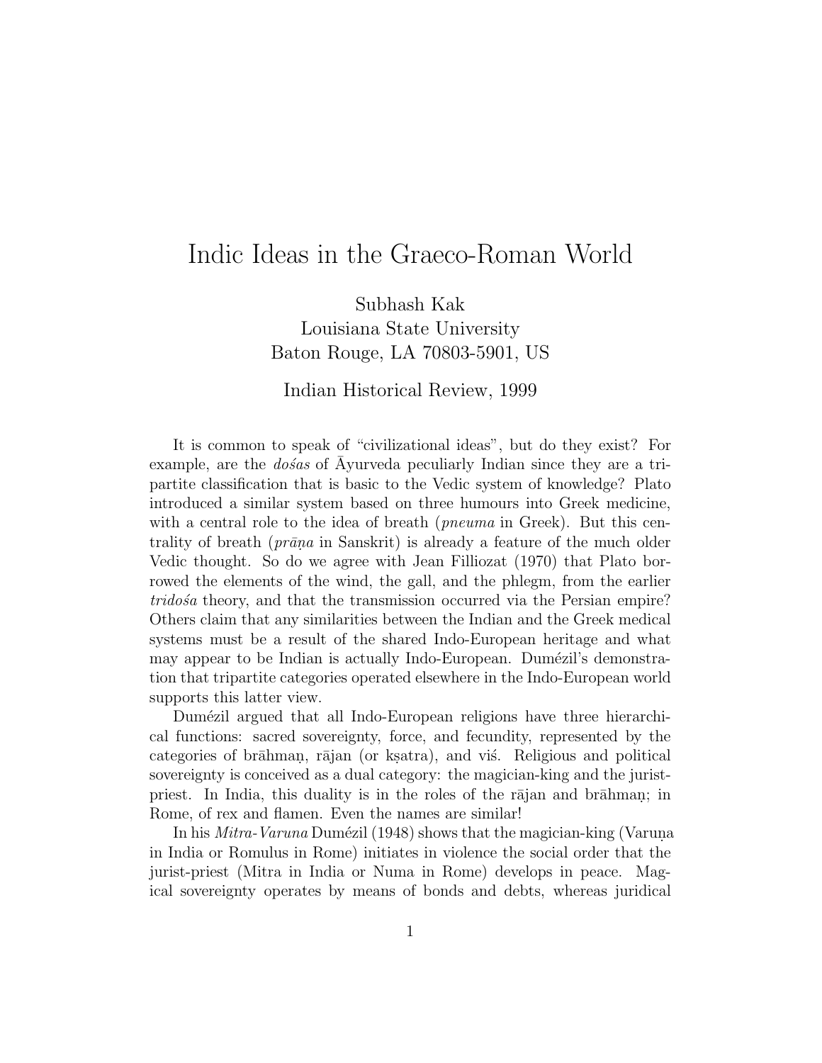# Indic Ideas in the Graeco-Roman World

Subhash Kak
Louisiana State University
Baton Rouge, LA 70803-5901, US

Indian Historical Review, 1999

It is common to speak of "civilizational ideas", but do they exist? For example, are the *dośas* of Āyurveda peculiarly Indian since they are a tripartite classification that is basic to the Vedic system of knowledge? Plato introduced a similar system based on three humours into Greek medicine, with a central role to the idea of breath (*pneuma* in Greek). But this centrality of breath (*prāṇa* in Sanskrit) is already a feature of the much older Vedic thought. So do we agree with Jean Filliozat (1970) that Plato borrowed the elements of the wind, the gall, and the phlegm, from the earlier *tridośa* theory, and that the transmission occurred via the Persian empire? Others claim that any similarities between the Indian and the Greek medical systems must be a result of the shared Indo-European heritage and what may appear to be Indian is actually Indo-European. Dumézil's demonstration that tripartite categories operated elsewhere in the Indo-European world supports this latter view.

Dumézil argued that all Indo-European religions have three hierarchical functions: sacred sovereignty, force, and fecundity, represented by the categories of brāhmaṇ, rājan (or kṣatra), and viś. Religious and political sovereignty is conceived as a dual category: the magician-king and the jurist-priest. In India, this duality is in the roles of the rājan and brāhmaṇ; in Rome, of rex and flamen. Even the names are similar!

In his *Mitra-Varuna* Dumézil (1948) shows that the magician-king (Varuṇa in India or Romulus in Rome) initiates in violence the social order that the jurist-priest (Mitra in India or Numa in Rome) develops in peace. Magical sovereignty operates by means of bonds and debts, whereas juridical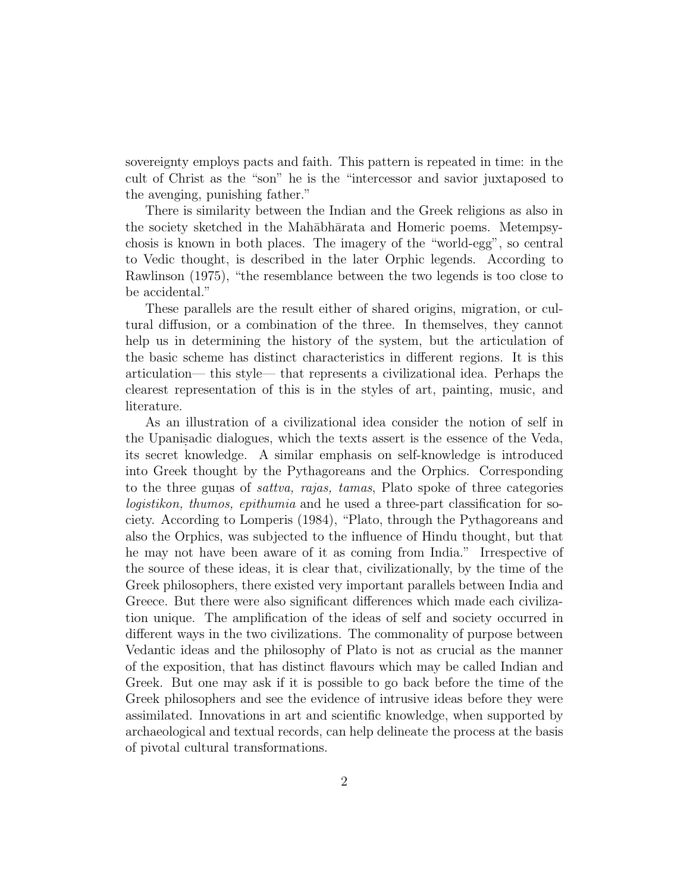sovereignty employs pacts and faith. This pattern is repeated in time: in the cult of Christ as the "son" he is the "intercessor and savior juxtaposed to the avenging, punishing father."

There is similarity between the Indian and the Greek religions as also in the society sketched in the Mahābhārata and Homeric poems. Metempsychosis is known in both places. The imagery of the "world-egg", so central to Vedic thought, is described in the later Orphic legends. According to Rawlinson (1975), "the resemblance between the two legends is too close to be accidental."

These parallels are the result either of shared origins, migration, or cultural diffusion, or a combination of the three. In themselves, they cannot help us in determining the history of the system, but the articulation of the basic scheme has distinct characteristics in different regions. It is this articulation— this style— that represents a civilizational idea. Perhaps the clearest representation of this is in the styles of art, painting, music, and literature.

As an illustration of a civilizational idea consider the notion of self in the Upaniṣadic dialogues, which the texts assert is the essence of the Veda, its secret knowledge. A similar emphasis on self-knowledge is introduced into Greek thought by the Pythagoreans and the Orphics. Corresponding to the three guṇas of *sattva, rajas, tamas*, Plato spoke of three categories *logistikon, thumos, epithumia* and he used a three-part classification for society. According to Lomperis (1984), "Plato, through the Pythagoreans and also the Orphics, was subjected to the influence of Hindu thought, but that he may not have been aware of it as coming from India." Irrespective of the source of these ideas, it is clear that, civilizationally, by the time of the Greek philosophers, there existed very important parallels between India and Greece. But there were also significant differences which made each civilization unique. The amplification of the ideas of self and society occurred in different ways in the two civilizations. The commonality of purpose between Vedantic ideas and the philosophy of Plato is not as crucial as the manner of the exposition, that has distinct flavours which may be called Indian and Greek. But one may ask if it is possible to go back before the time of the Greek philosophers and see the evidence of intrusive ideas before they were assimilated. Innovations in art and scientific knowledge, when supported by archaeological and textual records, can help delineate the process at the basis of pivotal cultural transformations.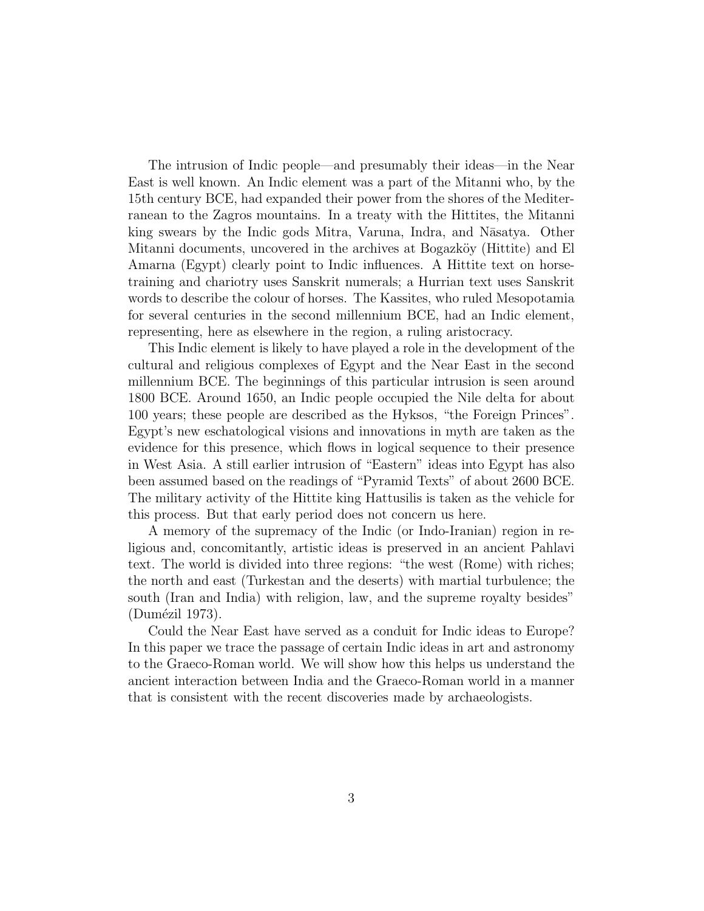The intrusion of Indic people—and presumably their ideas—in the Near East is well known. An Indic element was a part of the Mitanni who, by the 15th century BCE, had expanded their power from the shores of the Mediterranean to the Zagros mountains. In a treaty with the Hittites, the Mitanni king swears by the Indic gods Mitra, Varuna, Indra, and Nāsatya. Other Mitanni documents, uncovered in the archives at Bogazköy (Hittite) and El Amarna (Egypt) clearly point to Indic influences. A Hittite text on horse-training and chariotry uses Sanskrit numerals; a Hurrian text uses Sanskrit words to describe the colour of horses. The Kassites, who ruled Mesopotamia for several centuries in the second millennium BCE, had an Indic element, representing, here as elsewhere in the region, a ruling aristocracy.

This Indic element is likely to have played a role in the development of the cultural and religious complexes of Egypt and the Near East in the second millennium BCE. The beginnings of this particular intrusion is seen around 1800 BCE. Around 1650, an Indic people occupied the Nile delta for about 100 years; these people are described as the Hyksos, "the Foreign Princes". Egypt's new eschatological visions and innovations in myth are taken as the evidence for this presence, which flows in logical sequence to their presence in West Asia. A still earlier intrusion of "Eastern" ideas into Egypt has also been assumed based on the readings of "Pyramid Texts" of about 2600 BCE. The military activity of the Hittite king Hattusilis is taken as the vehicle for this process. But that early period does not concern us here.

A memory of the supremacy of the Indic (or Indo-Iranian) region in religious and, concomitantly, artistic ideas is preserved in an ancient Pahlavi text. The world is divided into three regions: "the west (Rome) with riches; the north and east (Turkestan and the deserts) with martial turbulence; the south (Iran and India) with religion, law, and the supreme royalty besides" (Dumézil 1973).

Could the Near East have served as a conduit for Indic ideas to Europe? In this paper we trace the passage of certain Indic ideas in art and astronomy to the Graeco-Roman world. We will show how this helps us understand the ancient interaction between India and the Graeco-Roman world in a manner that is consistent with the recent discoveries made by archaeologists.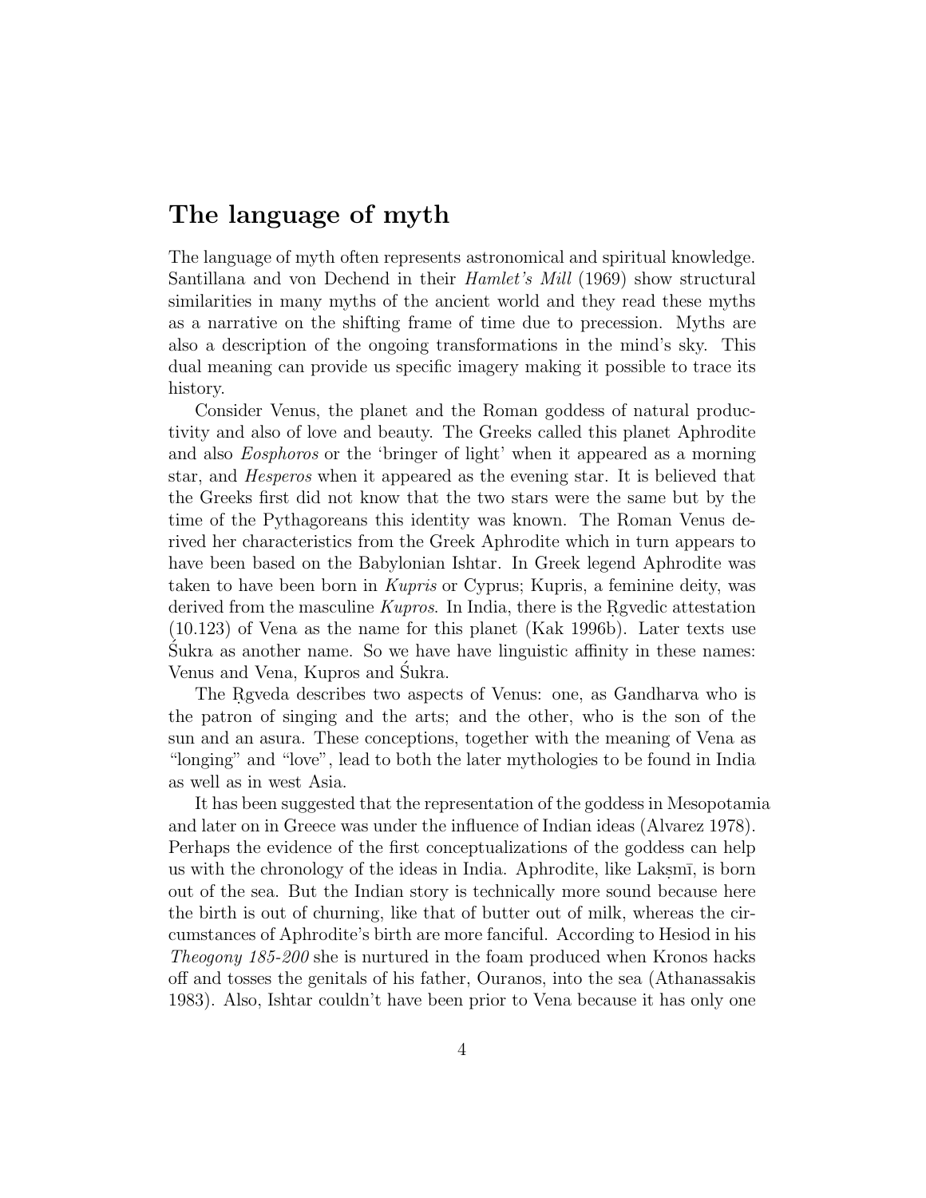## The language of myth

The language of myth often represents astronomical and spiritual knowledge. Santillana and von Dechend in their *Hamlet's Mill* (1969) show structural similarities in many myths of the ancient world and they read these myths as a narrative on the shifting frame of time due to precession. Myths are also a description of the ongoing transformations in the mind's sky. This dual meaning can provide us specific imagery making it possible to trace its history.

Consider Venus, the planet and the Roman goddess of natural productivity and also of love and beauty. The Greeks called this planet Aphrodite and also *Eosphoros* or the 'bringer of light' when it appeared as a morning star, and *Hesperos* when it appeared as the evening star. It is believed that the Greeks first did not know that the two stars were the same but by the time of the Pythagoreans this identity was known. The Roman Venus derived her characteristics from the Greek Aphrodite which in turn appears to have been based on the Babylonian Ishtar. In Greek legend Aphrodite was taken to have been born in *Kupris* or Cyprus; Kupris, a feminine deity, was derived from the masculine *Kupros*. In India, there is the Ṛgvedic attestation (10.123) of Vena as the name for this planet (Kak 1996b). Later texts use Śukra as another name. So we have have linguistic affinity in these names: Venus and Vena, Kupros and Śukra.

The Ṛgveda describes two aspects of Venus: one, as Gandharva who is the patron of singing and the arts; and the other, who is the son of the sun and an asura. These conceptions, together with the meaning of Vena as "longing" and "love", lead to both the later mythologies to be found in India as well as in west Asia.

It has been suggested that the representation of the goddess in Mesopotamia and later on in Greece was under the influence of Indian ideas (Alvarez 1978). Perhaps the evidence of the first conceptualizations of the goddess can help us with the chronology of the ideas in India. Aphrodite, like Lakṣmī, is born out of the sea. But the Indian story is technically more sound because here the birth is out of churning, like that of butter out of milk, whereas the circumstances of Aphrodite's birth are more fanciful. According to Hesiod in his *Theogony 185-200* she is nurtured in the foam produced when Kronos hacks off and tosses the genitals of his father, Ouranos, into the sea (Athanassakis 1983). Also, Ishtar couldn't have been prior to Vena because it has only one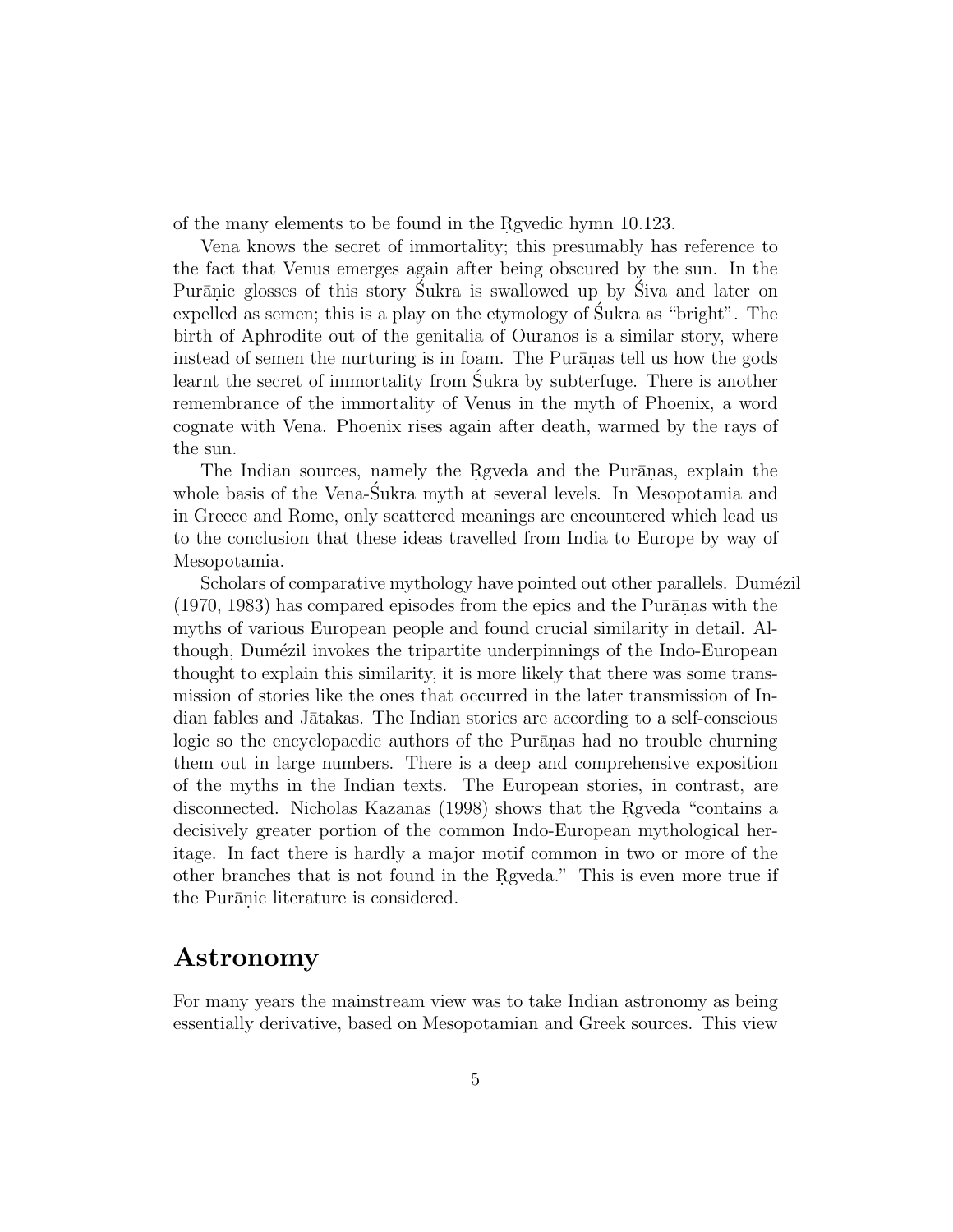of the many elements to be found in the Ṛgvedic hymn 10.123.

Vena knows the secret of immortality; this presumably has reference to the fact that Venus emerges again after being obscured by the sun. In the Purāṇic glosses of this story Śukra is swallowed up by Śiva and later on expelled as semen; this is a play on the etymology of Śukra as "bright". The birth of Aphrodite out of the genitalia of Ouranos is a similar story, where instead of semen the nurturing is in foam. The Purāṇas tell us how the gods learnt the secret of immortality from Śukra by subterfuge. There is another remembrance of the immortality of Venus in the myth of Phoenix, a word cognate with Vena. Phoenix rises again after death, warmed by the rays of the sun.

The Indian sources, namely the Ṛgveda and the Purāṇas, explain the whole basis of the Vena-Śukra myth at several levels. In Mesopotamia and in Greece and Rome, only scattered meanings are encountered which lead us to the conclusion that these ideas travelled from India to Europe by way of Mesopotamia.

Scholars of comparative mythology have pointed out other parallels. Dumézil (1970, 1983) has compared episodes from the epics and the Purāṇas with the myths of various European people and found crucial similarity in detail. Although, Dumézil invokes the tripartite underpinnings of the Indo-European thought to explain this similarity, it is more likely that there was some transmission of stories like the ones that occurred in the later transmission of Indian fables and Jātakas. The Indian stories are according to a self-conscious logic so the encyclopaedic authors of the Purāṇas had no trouble churning them out in large numbers. There is a deep and comprehensive exposition of the myths in the Indian texts. The European stories, in contrast, are disconnected. Nicholas Kazanas (1998) shows that the Ṛgveda "contains a decisively greater portion of the common Indo-European mythological heritage. In fact there is hardly a major motif common in two or more of the other branches that is not found in the Ṛgveda." This is even more true if the Purāṇic literature is considered.

## Astronomy

For many years the mainstream view was to take Indian astronomy as being essentially derivative, based on Mesopotamian and Greek sources. This view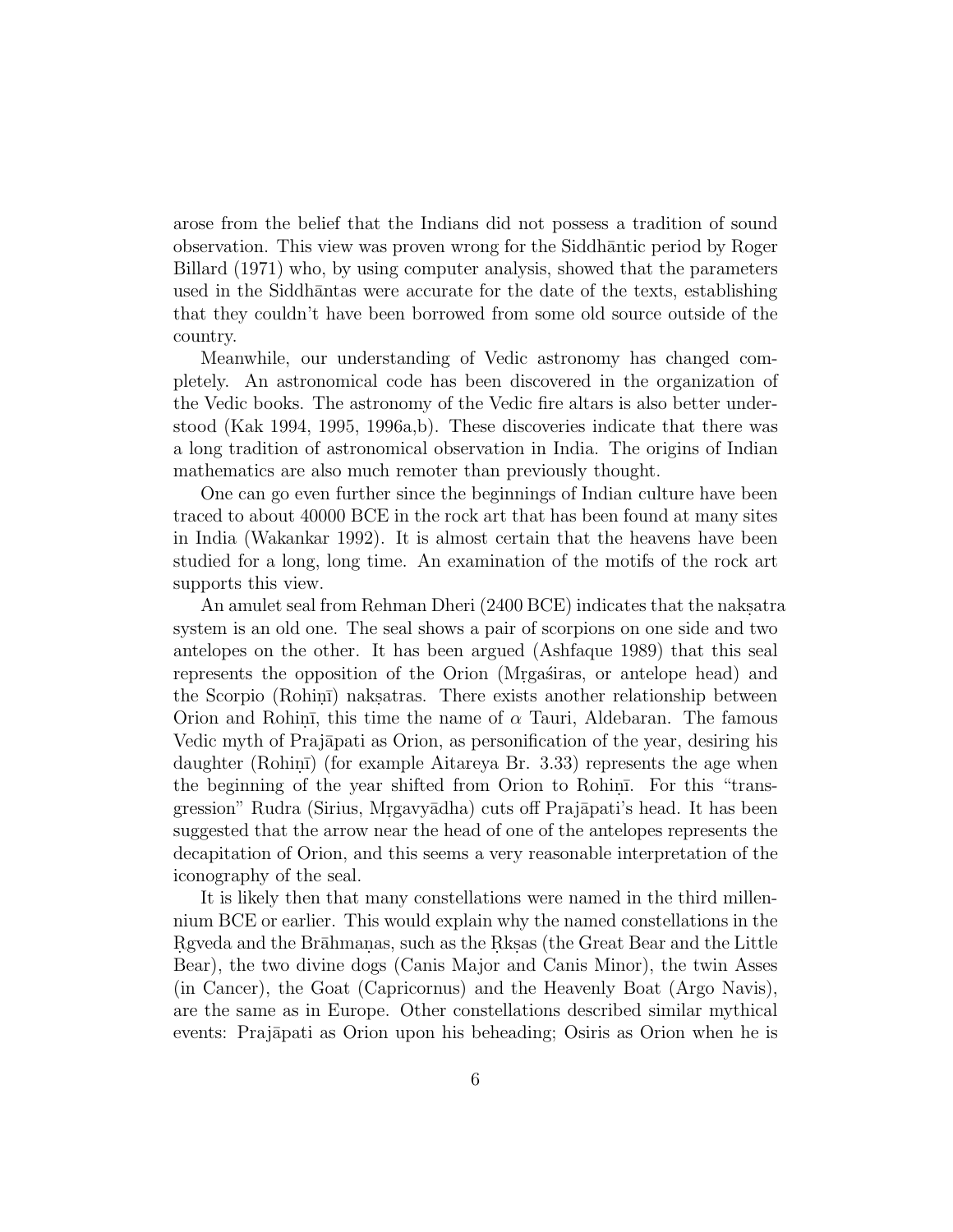arose from the belief that the Indians did not possess a tradition of sound observation. This view was proven wrong for the Siddhāntic period by Roger Billard (1971) who, by using computer analysis, showed that the parameters used in the Siddhāntas were accurate for the date of the texts, establishing that they couldn't have been borrowed from some old source outside of the country.

Meanwhile, our understanding of Vedic astronomy has changed completely. An astronomical code has been discovered in the organization of the Vedic books. The astronomy of the Vedic fire altars is also better understood (Kak 1994, 1995, 1996a,b). These discoveries indicate that there was a long tradition of astronomical observation in India. The origins of Indian mathematics are also much remoter than previously thought.

One can go even further since the beginnings of Indian culture have been traced to about 40000 BCE in the rock art that has been found at many sites in India (Wakankar 1992). It is almost certain that the heavens have been studied for a long, long time. An examination of the motifs of the rock art supports this view.

An amulet seal from Rehman Dheri (2400 BCE) indicates that the nakṣatra system is an old one. The seal shows a pair of scorpions on one side and two antelopes on the other. It has been argued (Ashfaque 1989) that this seal represents the opposition of the Orion (Mṛgaśiras, or antelope head) and the Scorpio (Rohiṇī) nakṣatras. There exists another relationship between Orion and Rohiṇī, this time the name of $\alpha$ Tauri, Aldebaran. The famous Vedic myth of Prajāpati as Orion, as personification of the year, desiring his daughter (Rohiṇī) (for example Aitareya Br. 3.33) represents the age when the beginning of the year shifted from Orion to Rohiṇī. For this "transgression" Rudra (Sirius, Mṛgavyādha) cuts off Prajāpati's head. It has been suggested that the arrow near the head of one of the antelopes represents the decapitation of Orion, and this seems a very reasonable interpretation of the iconography of the seal.

It is likely then that many constellations were named in the third millennium BCE or earlier. This would explain why the named constellations in the Ṛgveda and the Brāhmaṇas, such as the Ṛkṣas (the Great Bear and the Little Bear), the two divine dogs (Canis Major and Canis Minor), the twin Asses (in Cancer), the Goat (Capricornus) and the Heavenly Boat (Argo Navis), are the same as in Europe. Other constellations described similar mythical events: Prajāpati as Orion upon his beheading; Osiris as Orion when he is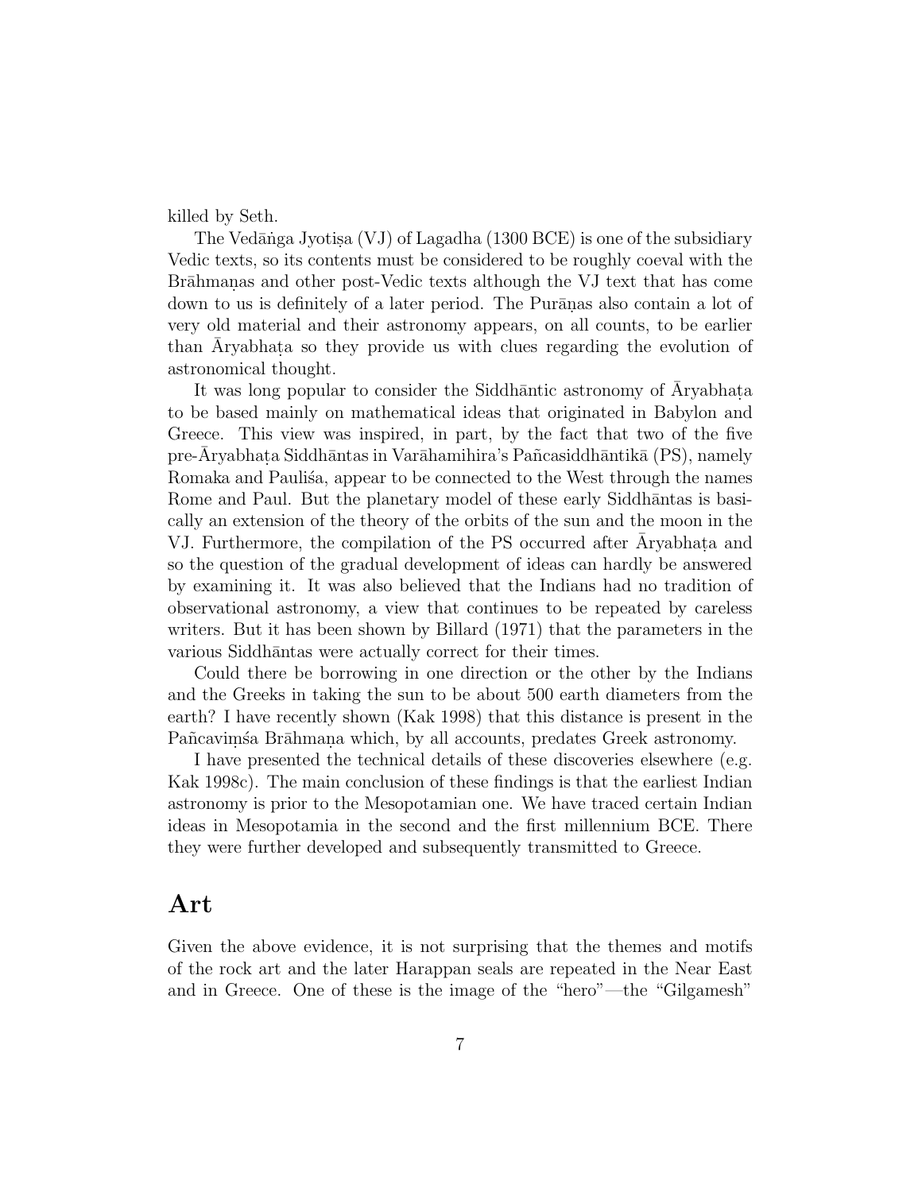killed by Seth.

The Vedāṅga Jyotiṣa (VJ) of Lagadha (1300 BCE) is one of the subsidiary Vedic texts, so its contents must be considered to be roughly coeval with the Brāhmaṇas and other post-Vedic texts although the VJ text that has come down to us is definitely of a later period. The Purāṇas also contain a lot of very old material and their astronomy appears, on all counts, to be earlier than Āryabhaṭa so they provide us with clues regarding the evolution of astronomical thought.

It was long popular to consider the Siddhāntic astronomy of Āryabhaṭa to be based mainly on mathematical ideas that originated in Babylon and Greece. This view was inspired, in part, by the fact that two of the five pre-Āryabhaṭa Siddhāntas in Varāhamihira's Pañcasiddhāntikā (PS), namely Romaka and Pauliśa, appear to be connected to the West through the names Rome and Paul. But the planetary model of these early Siddhāntas is basically an extension of the theory of the orbits of the sun and the moon in the VJ. Furthermore, the compilation of the PS occurred after Āryabhaṭa and so the question of the gradual development of ideas can hardly be answered by examining it. It was also believed that the Indians had no tradition of observational astronomy, a view that continues to be repeated by careless writers. But it has been shown by Billard (1971) that the parameters in the various Siddhāntas were actually correct for their times.

Could there be borrowing in one direction or the other by the Indians and the Greeks in taking the sun to be about 500 earth diameters from the earth? I have recently shown (Kak 1998) that this distance is present in the Pañcaviṃśa Brāhmaṇa which, by all accounts, predates Greek astronomy.

I have presented the technical details of these discoveries elsewhere (e.g. Kak 1998c). The main conclusion of these findings is that the earliest Indian astronomy is prior to the Mesopotamian one. We have traced certain Indian ideas in Mesopotamia in the second and the first millennium BCE. There they were further developed and subsequently transmitted to Greece.

## Art

Given the above evidence, it is not surprising that the themes and motifs of the rock art and the later Harappan seals are repeated in the Near East and in Greece. One of these is the image of the "hero"—the "Gilgamesh"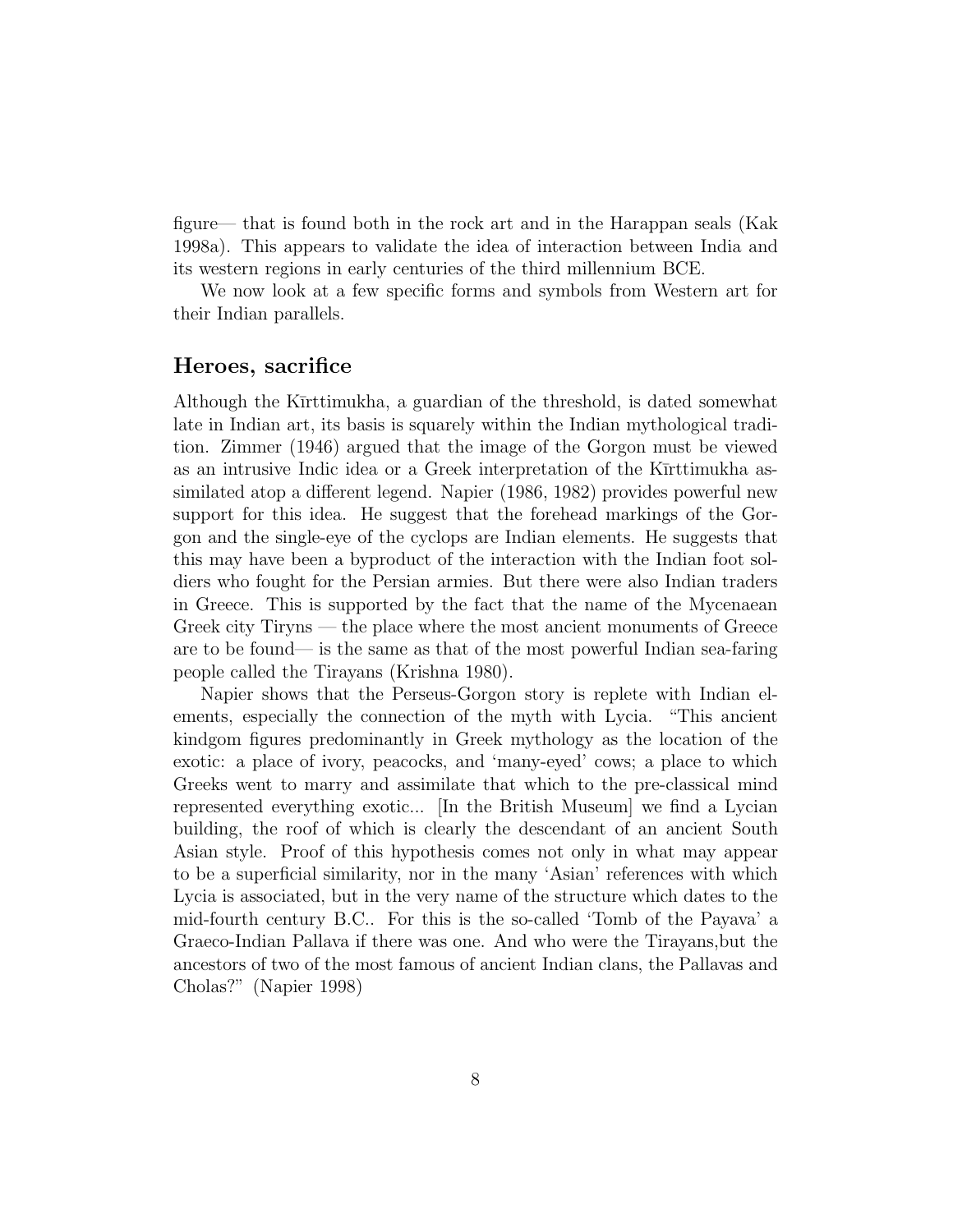figure— that is found both in the rock art and in the Harappan seals (Kak 1998a). This appears to validate the idea of interaction between India and its western regions in early centuries of the third millennium BCE.

We now look at a few specific forms and symbols from Western art for their Indian parallels.

## Heroes, sacrifice

Although the Kīrttimukha, a guardian of the threshold, is dated somewhat late in Indian art, its basis is squarely within the Indian mythological tradition. Zimmer (1946) argued that the image of the Gorgon must be viewed as an intrusive Indic idea or a Greek interpretation of the Kīrttimukha assimilated atop a different legend. Napier (1986, 1982) provides powerful new support for this idea. He suggest that the forehead markings of the Gorgon and the single-eye of the cyclops are Indian elements. He suggests that this may have been a byproduct of the interaction with the Indian foot soldiers who fought for the Persian armies. But there were also Indian traders in Greece. This is supported by the fact that the name of the Mycenaean Greek city Tiryns — the place where the most ancient monuments of Greece are to be found— is the same as that of the most powerful Indian sea-faring people called the Tirayans (Krishna 1980).

Napier shows that the Perseus-Gorgon story is replete with Indian elements, especially the connection of the myth with Lycia. "This ancient kindgom figures predominantly in Greek mythology as the location of the exotic: a place of ivory, peacocks, and 'many-eyed' cows; a place to which Greeks went to marry and assimilate that which to the pre-classical mind represented everything exotic... [In the British Museum] we find a Lycian building, the roof of which is clearly the descendant of an ancient South Asian style. Proof of this hypothesis comes not only in what may appear to be a superficial similarity, nor in the many 'Asian' references with which Lycia is associated, but in the very name of the structure which dates to the mid-fourth century B.C.. For this is the so-called 'Tomb of the Payava' a Graeco-Indian Pallava if there was one. And who were the Tirayans,but the ancestors of two of the most famous of ancient Indian clans, the Pallavas and Cholas?" (Napier 1998)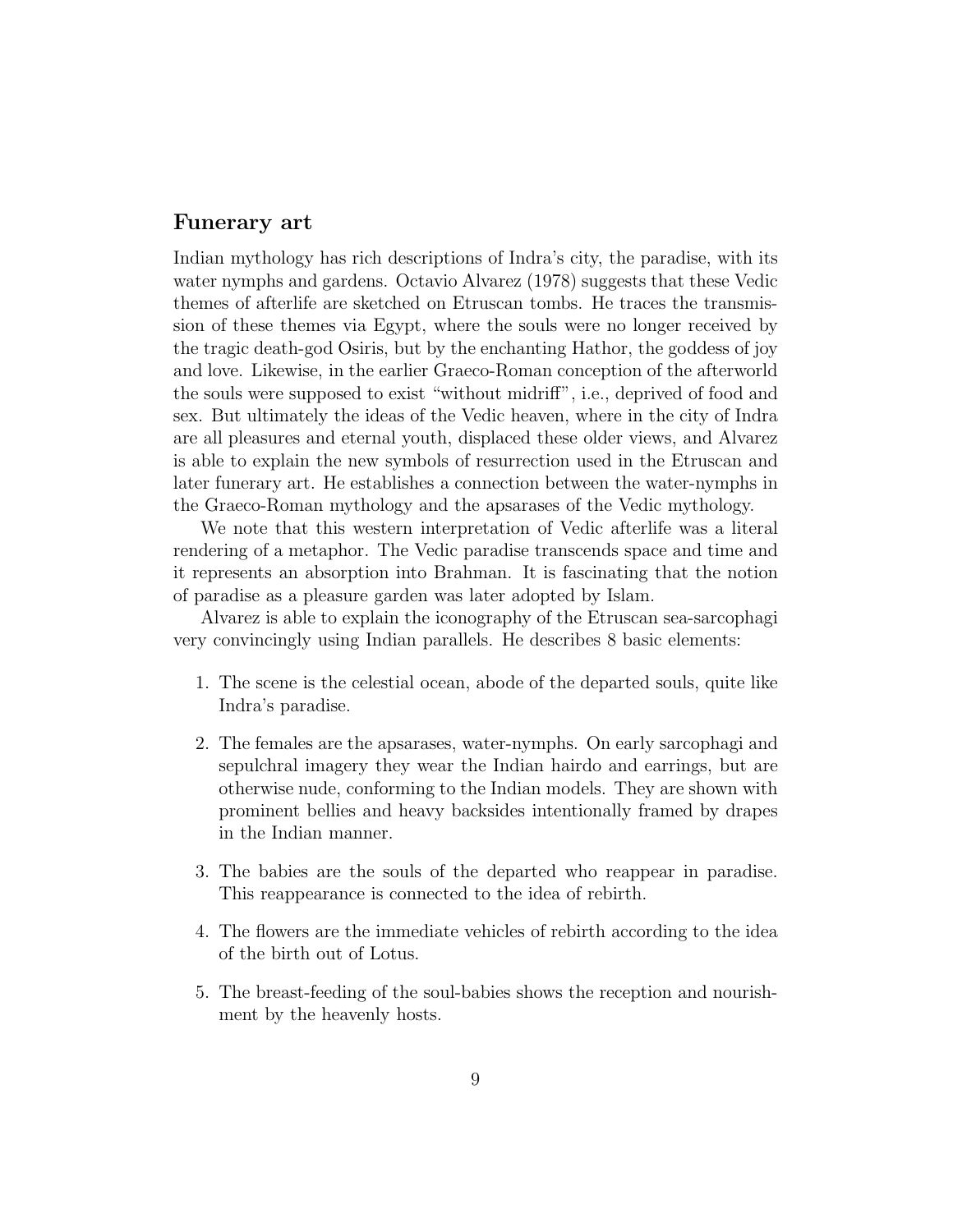## Funerary art

Indian mythology has rich descriptions of Indra's city, the paradise, with its water nymphs and gardens. Octavio Alvarez (1978) suggests that these Vedic themes of afterlife are sketched on Etruscan tombs. He traces the transmission of these themes via Egypt, where the souls were no longer received by the tragic death-god Osiris, but by the enchanting Hathor, the goddess of joy and love. Likewise, in the earlier Graeco-Roman conception of the afterworld the souls were supposed to exist "without midriff", i.e., deprived of food and sex. But ultimately the ideas of the Vedic heaven, where in the city of Indra are all pleasures and eternal youth, displaced these older views, and Alvarez is able to explain the new symbols of resurrection used in the Etruscan and later funerary art. He establishes a connection between the water-nymphs in the Graeco-Roman mythology and the apsarases of the Vedic mythology.

We note that this western interpretation of Vedic afterlife was a literal rendering of a metaphor. The Vedic paradise transcends space and time and it represents an absorption into Brahman. It is fascinating that the notion of paradise as a pleasure garden was later adopted by Islam.

Alvarez is able to explain the iconography of the Etruscan sea-sarcophagi very convincingly using Indian parallels. He describes 8 basic elements:

1. The scene is the celestial ocean, abode of the departed souls, quite like Indra's paradise.
2. The females are the apsarases, water-nymphs. On early sarcophagi and sepulchral imagery they wear the Indian hairdo and earrings, but are otherwise nude, conforming to the Indian models. They are shown with prominent bellies and heavy backsides intentionally framed by drapes in the Indian manner.
3. The babies are the souls of the departed who reappear in paradise. This reappearance is connected to the idea of rebirth.
4. The flowers are the immediate vehicles of rebirth according to the idea of the birth out of Lotus.
5. The breast-feeding of the soul-babies shows the reception and nourishment by the heavenly hosts.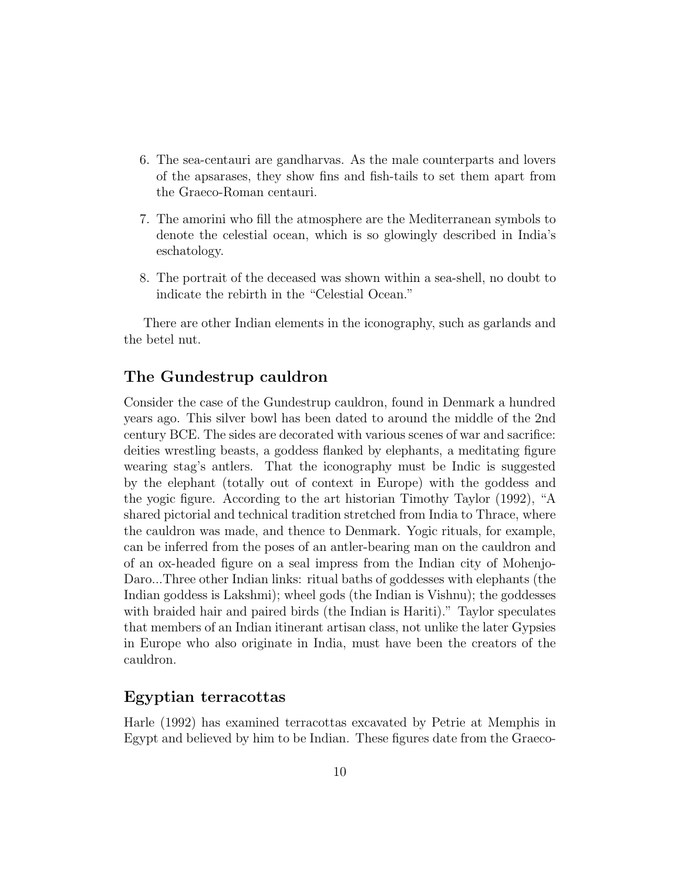6. The sea-centauri are gandharvas. As the male counterparts and lovers of the apsarases, they show fins and fish-tails to set them apart from the Graeco-Roman centauri.

7. The amorini who fill the atmosphere are the Mediterranean symbols to denote the celestial ocean, which is so glowingly described in India's eschatology.

8. The portrait of the deceased was shown within a sea-shell, no doubt to indicate the rebirth in the "Celestial Ocean."

There are other Indian elements in the iconography, such as garlands and the betel nut.

## The Gundestrup cauldron

Consider the case of the Gundestrup cauldron, found in Denmark a hundred years ago. This silver bowl has been dated to around the middle of the 2nd century BCE. The sides are decorated with various scenes of war and sacrifice: deities wrestling beasts, a goddess flanked by elephants, a meditating figure wearing stag's antlers. That the iconography must be Indic is suggested by the elephant (totally out of context in Europe) with the goddess and the yogic figure. According to the art historian Timothy Taylor (1992), "A shared pictorial and technical tradition stretched from India to Thrace, where the cauldron was made, and thence to Denmark. Yogic rituals, for example, can be inferred from the poses of an antler-bearing man on the cauldron and of an ox-headed figure on a seal impress from the Indian city of Mohenjo-Daro...Three other Indian links: ritual baths of goddesses with elephants (the Indian goddess is Lakshmi); wheel gods (the Indian is Vishnu); the goddesses with braided hair and paired birds (the Indian is Hariti)." Taylor speculates that members of an Indian itinerant artisan class, not unlike the later Gypsies in Europe who also originate in India, must have been the creators of the cauldron.

## Egyptian terracottas

Harle (1992) has examined terracottas excavated by Petrie at Memphis in Egypt and believed by him to be Indian. These figures date from the Graeco-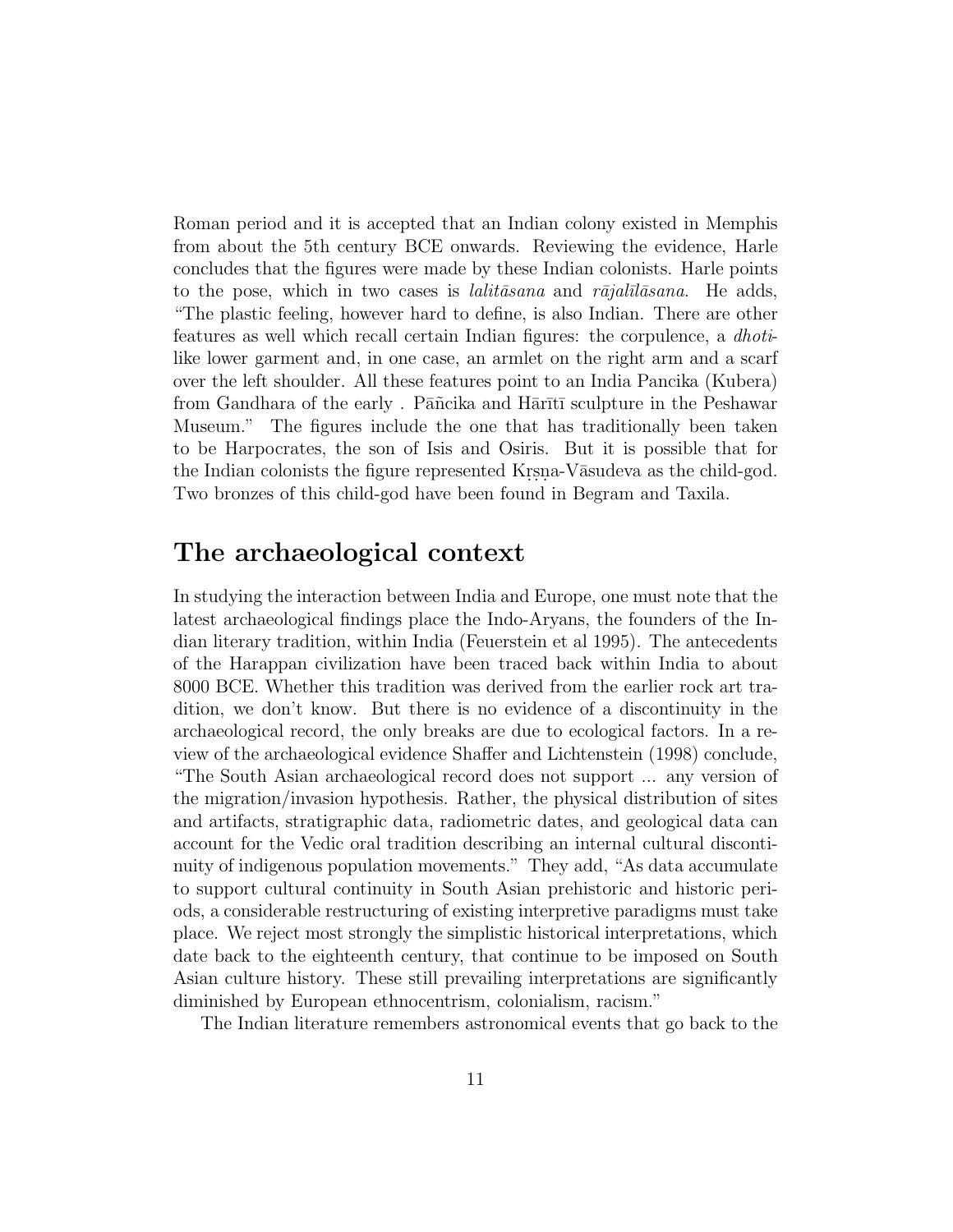Roman period and it is accepted that an Indian colony existed in Memphis from about the 5th century BCE onwards. Reviewing the evidence, Harle concludes that the figures were made by these Indian colonists. Harle points to the pose, which in two cases is *lalitāsana* and *rājalīlāsana*. He adds, "The plastic feeling, however hard to define, is also Indian. There are other features as well which recall certain Indian figures: the corpulence, a *dhoti*-like lower garment and, in one case, an armlet on the right arm and a scarf over the left shoulder. All these features point to an India Pancika (Kubera) from Gandhara of the early . Pāñcika and Hārītī sculpture in the Peshawar Museum." The figures include the one that has traditionally been taken to be Harpocrates, the son of Isis and Osiris. But it is possible that for the Indian colonists the figure represented Kṛṣṇa-Vāsudeva as the child-god. Two bronzes of this child-god have been found in Begram and Taxila.

## The archaeological context

In studying the interaction between India and Europe, one must note that the latest archaeological findings place the Indo-Aryans, the founders of the Indian literary tradition, within India (Feuerstein et al 1995). The antecedents of the Harappan civilization have been traced back within India to about 8000 BCE. Whether this tradition was derived from the earlier rock art tradition, we don't know. But there is no evidence of a discontinuity in the archaeological record, the only breaks are due to ecological factors. In a review of the archaeological evidence Shaffer and Lichtenstein (1998) conclude, "The South Asian archaeological record does not support ... any version of the migration/invasion hypothesis. Rather, the physical distribution of sites and artifacts, stratigraphic data, radiometric dates, and geological data can account for the Vedic oral tradition describing an internal cultural discontinuity of indigenous population movements." They add, "As data accumulate to support cultural continuity in South Asian prehistoric and historic periods, a considerable restructuring of existing interpretive paradigms must take place. We reject most strongly the simplistic historical interpretations, which date back to the eighteenth century, that continue to be imposed on South Asian culture history. These still prevailing interpretations are significantly diminished by European ethnocentrism, colonialism, racism."

The Indian literature remembers astronomical events that go back to the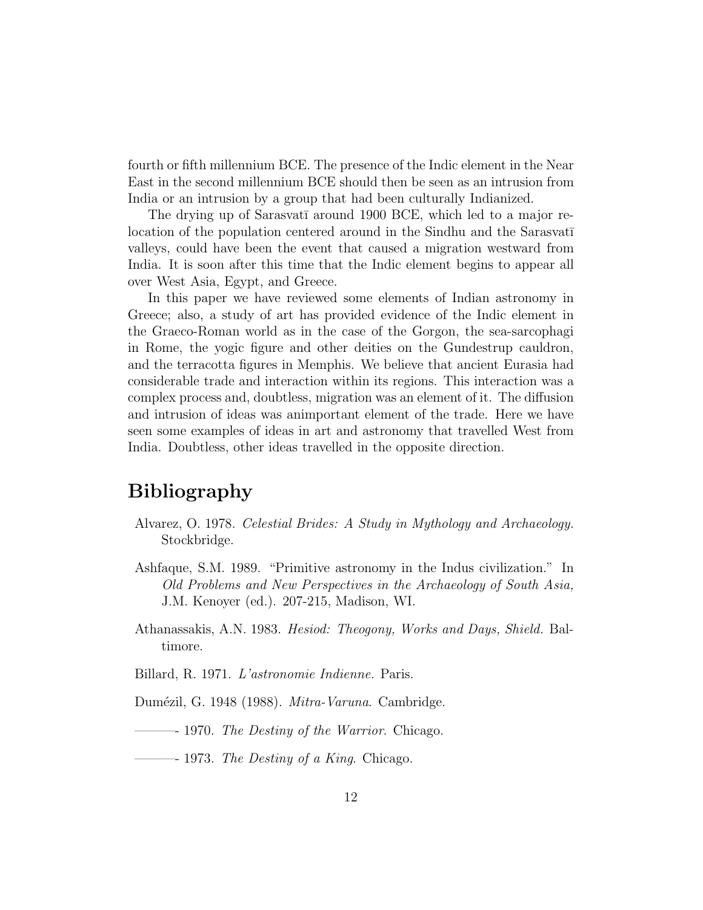fourth or fifth millennium BCE. The presence of the Indic element in the Near East in the second millennium BCE should then be seen as an intrusion from India or an intrusion by a group that had been culturally Indianized.

The drying up of Sarasvatī around 1900 BCE, which led to a major relocation of the population centered around in the Sindhu and the Sarasvatī valleys, could have been the event that caused a migration westward from India. It is soon after this time that the Indic element begins to appear all over West Asia, Egypt, and Greece.

In this paper we have reviewed some elements of Indian astronomy in Greece; also, a study of art has provided evidence of the Indic element in the Graeco-Roman world as in the case of the Gorgon, the sea-sarcophagi in Rome, the yogic figure and other deities on the Gundestrup cauldron, and the terracotta figures in Memphis. We believe that ancient Eurasia had considerable trade and interaction within its regions. This interaction was a complex process and, doubtless, migration was an element of it. The diffusion and intrusion of ideas was animportant element of the trade. Here we have seen some examples of ideas in art and astronomy that travelled West from India. Doubtless, other ideas travelled in the opposite direction.

# Bibliography

Alvarez, O. 1978. *Celestial Brides: A Study in Mythology and Archaeology.* Stockbridge.

Ashfaque, S.M. 1989. "Primitive astronomy in the Indus civilization." In *Old Problems and New Perspectives in the Archaeology of South Asia,* J.M. Kenoyer (ed.). 207-215, Madison, WI.

Athanassakis, A.N. 1983. *Hesiod: Theogony, Works and Days, Shield.* Baltimore.

Billard, R. 1971. *L'astronomie Indienne.* Paris.

Dumézil, G. 1948 (1988). *Mitra-Varuna*. Cambridge.

———- 1970. *The Destiny of the Warrior.* Chicago.

———- 1973. *The Destiny of a King.* Chicago.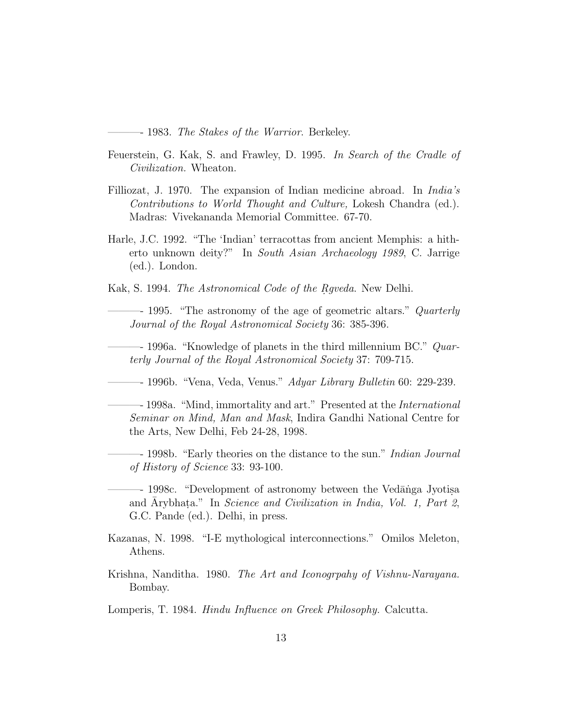———- 1983. *The Stakes of the Warrior*. Berkeley.

Feuerstein, G. Kak, S. and Frawley, D. 1995. *In Search of the Cradle of Civilization.* Wheaton.

Filliozat, J. 1970. The expansion of Indian medicine abroad. In *India's Contributions to World Thought and Culture,* Lokesh Chandra (ed.). Madras: Vivekananda Memorial Committee. 67-70.

Harle, J.C. 1992. "The 'Indian' terracottas from ancient Memphis: a hitherto unknown deity?" In *South Asian Archaeology 1989*, C. Jarrige (ed.). London.

Kak, S. 1994. *The Astronomical Code of the Ṛgveda*. New Delhi.

———- 1995. "The astronomy of the age of geometric altars." *Quarterly Journal of the Royal Astronomical Society* 36: 385-396.

———- 1996a. "Knowledge of planets in the third millennium BC." *Quarterly Journal of the Royal Astronomical Society* 37: 709-715.

———- 1996b. "Vena, Veda, Venus." *Adyar Library Bulletin* 60: 229-239.

———- 1998a. "Mind, immortality and art." Presented at the *International Seminar on Mind, Man and Mask*, Indira Gandhi National Centre for the Arts, New Delhi, Feb 24-28, 1998.

———- 1998b. "Early theories on the distance to the sun." *Indian Journal of History of Science* 33: 93-100.

———- 1998c. "Development of astronomy between the Vedāṅga Jyotiṣa and Āryabhaṭa." In *Science and Civilization in India, Vol. 1, Part 2*, G.C. Pande (ed.). Delhi, in press.

Kazanas, N. 1998. "I-E mythological interconnections." Omilos Meleton, Athens.

Krishna, Nanditha. 1980. *The Art and Iconogrpahy of Vishnu-Narayana.* Bombay.

Lomperis, T. 1984. *Hindu Influence on Greek Philosophy.* Calcutta.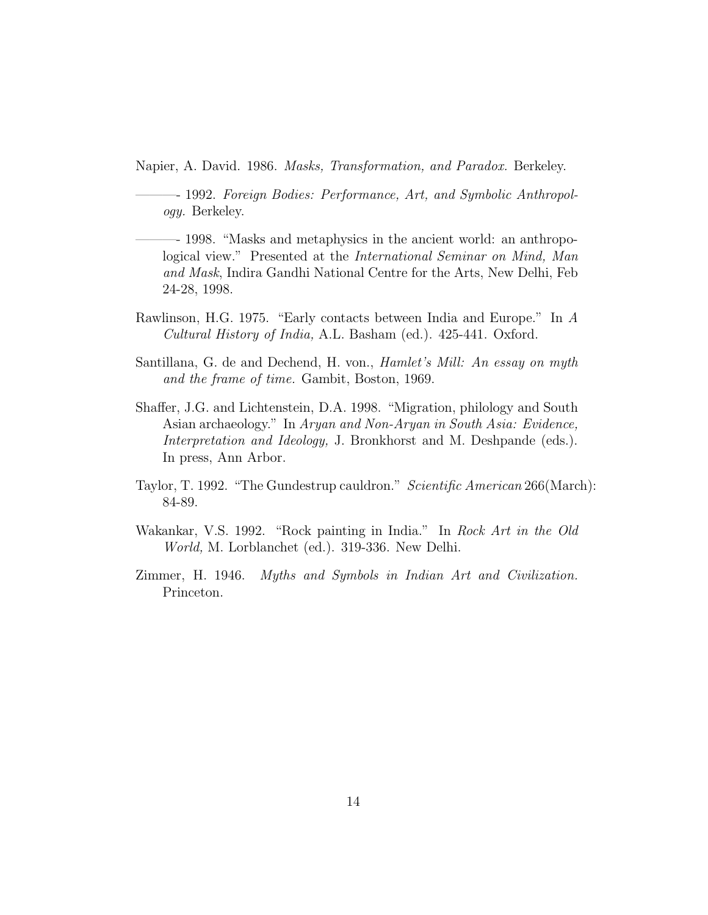Napier, A. David. 1986. *Masks, Transformation, and Paradox.* Berkeley.

———- 1992. *Foreign Bodies: Performance, Art, and Symbolic Anthropology.* Berkeley.

———- 1998. "Masks and metaphysics in the ancient world: an anthropological view." Presented at the *International Seminar on Mind, Man and Mask*, Indira Gandhi National Centre for the Arts, New Delhi, Feb 24-28, 1998.

Rawlinson, H.G. 1975. "Early contacts between India and Europe." In *A Cultural History of India,* A.L. Basham (ed.). 425-441. Oxford.

Santillana, G. de and Dechend, H. von., *Hamlet's Mill: An essay on myth and the frame of time.* Gambit, Boston, 1969.

Shaffer, J.G. and Lichtenstein, D.A. 1998. "Migration, philology and South Asian archaeology." In *Aryan and Non-Aryan in South Asia: Evidence, Interpretation and Ideology,* J. Bronkhorst and M. Deshpande (eds.). In press, Ann Arbor.

Taylor, T. 1992. "The Gundestrup cauldron." *Scientific American* 266(March): 84-89.

Wakankar, V.S. 1992. "Rock painting in India." In *Rock Art in the Old World,* M. Lorblanchet (ed.). 319-336. New Delhi.

Zimmer, H. 1946. *Myths and Symbols in Indian Art and Civilization.* Princeton.